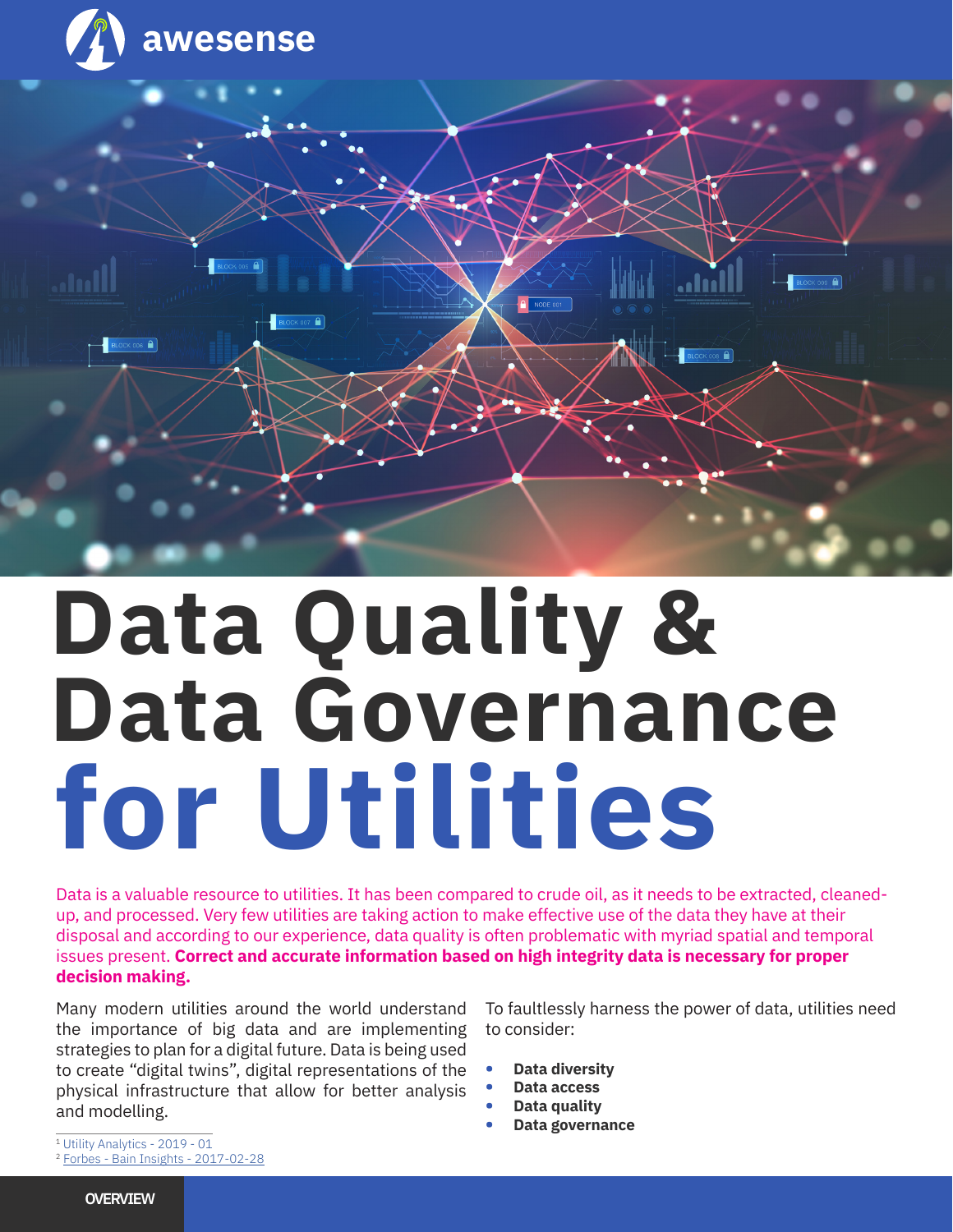# Data Quality & Data Governance for Utilities

Data is a valuable resource to utilities. It has been compared to crude oil, as it needs to be extracted, cleaned-up, and processed. Very few utilities are taking action to make effective use of the data they have at their disposal and according to our experience, data quality is often problematic with myriad spatial and temporal issues present. **Correct and accurate information based on high integrity data is necessary for proper decision making.**

Many modern utilities around the world understand the importance of big data and are implementing strategies to plan for a digital future. Data is being used to create "digital twins", digital representations of the physical infrastructure that allow for better analysis and modelling.

To faultlessly harness the power of data, utilities need to consider:

- **Data diversity**
- **Data access**
- **Data quality**
- **Data governance**

[1] Utility Analytics - 2019 - 01
[2] Forbes - Bain Insights - 2017-02-28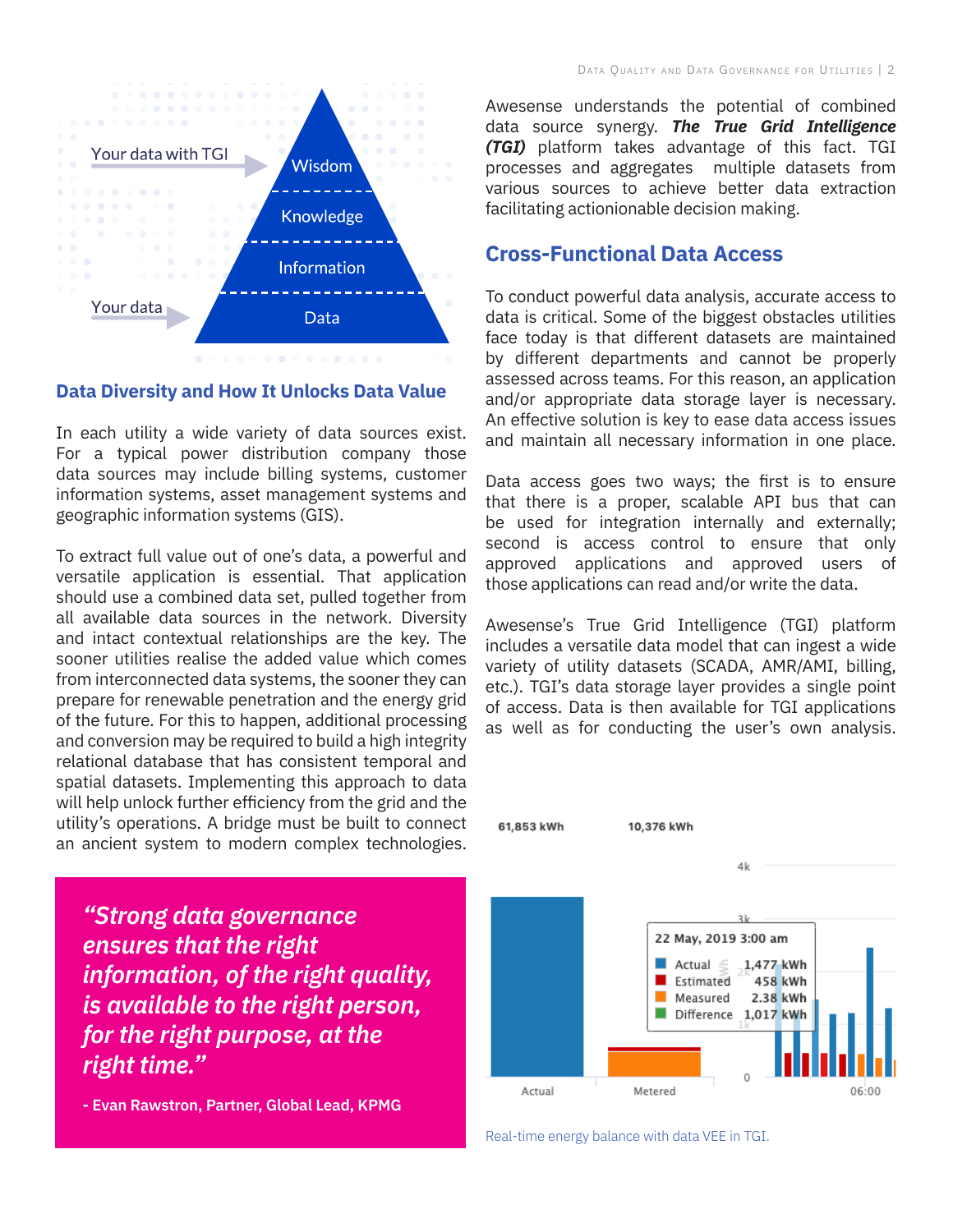## Data Diversity and How It Unlocks Data Value

In each utility a wide variety of data sources exist. For a typical power distribution company those data sources may include billing systems, customer information systems, asset management systems and geographic information systems (GIS).

To extract full value out of one's data, a powerful and versatile application is essential. That application should use a combined data set, pulled together from all available data sources in the network. Diversity and intact contextual relationships are the key. The sooner utilities realise the added value which comes from interconnected data systems, the sooner they can prepare for renewable penetration and the energy grid of the future. For this to happen, additional processing and conversion may be required to build a high integrity relational database that has consistent temporal and spatial datasets. Implementing this approach to data will help unlock further efficiency from the grid and the utility's operations. A bridge must be built to connect an ancient system to modern complex technologies.

> ***"Strong data governance ensures that the right information, of the right quality, is available to the right person, for the right purpose, at the right time."***
>
> **- Evan Rawstron, Partner, Global Lead, KPMG**

Awesense understands the potential of combined data source synergy. ***The True Grid Intelligence (TGI)*** platform takes advantage of this fact. TGI processes and aggregates multiple datasets from various sources to achieve better data extraction facilitating actionionable decision making.

## Cross-Functional Data Access

To conduct powerful data analysis, accurate access to data is critical. Some of the biggest obstacles utilities face today is that different datasets are maintained by different departments and cannot be properly assessed across teams. For this reason, an application and/or appropriate data storage layer is necessary. An effective solution is key to ease data access issues and maintain all necessary information in one place.

Data access goes two ways; the first is to ensure that there is a proper, scalable API bus that can be used for integration internally and externally; second is access control to ensure that only approved applications and approved users of those applications can read and/or write the data.

Awesense's True Grid Intelligence (TGI) platform includes a versatile data model that can ingest a wide variety of utility datasets (SCADA, AMR/AMI, billing, etc.). TGI's data storage layer provides a single point of access. Data is then available for TGI applications as well as for conducting the user's own analysis.

Real-time energy balance with data VEE in TGI.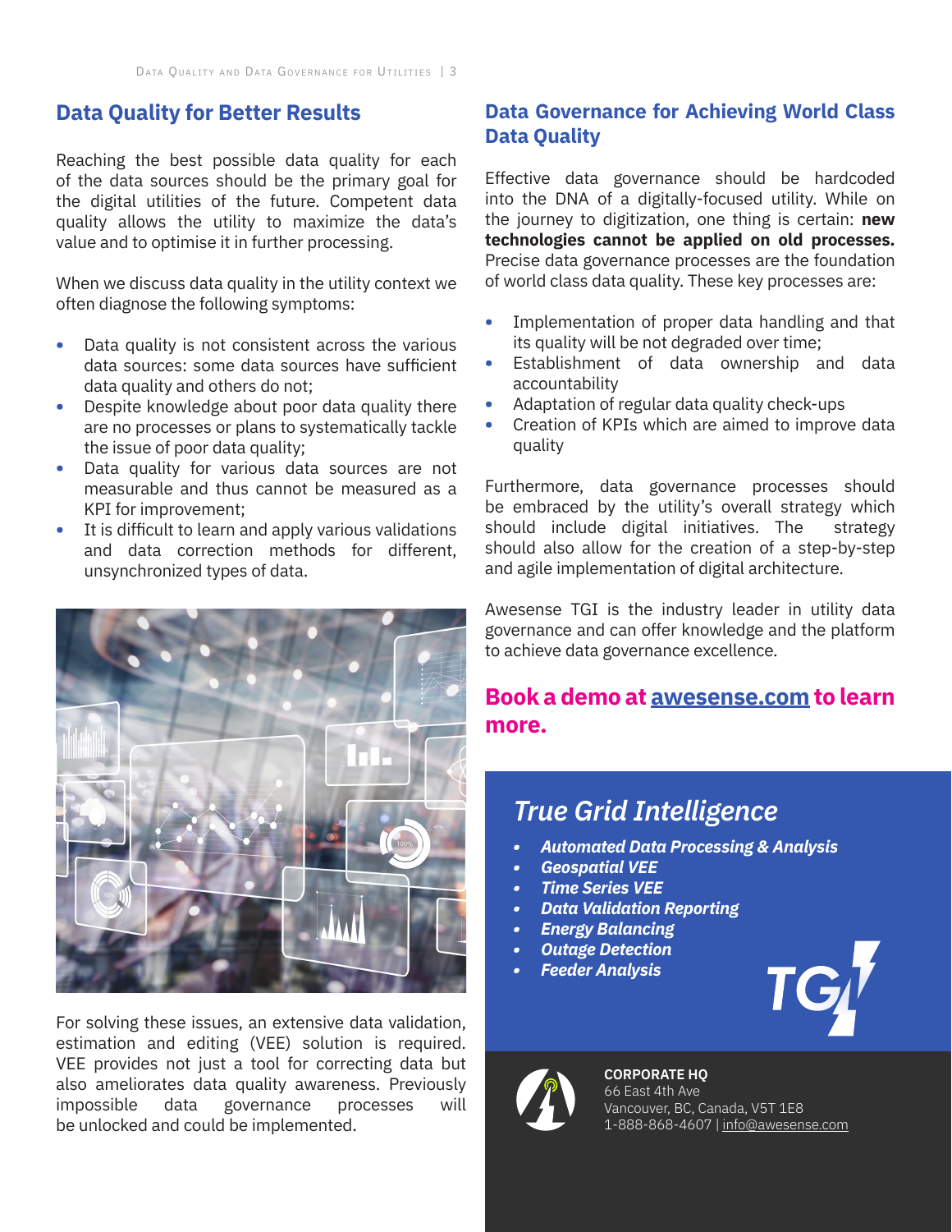## Data Quality for Better Results

Reaching the best possible data quality for each of the data sources should be the primary goal for the digital utilities of the future. Competent data quality allows the utility to maximize the data's value and to optimise it in further processing.

When we discuss data quality in the utility context we often diagnose the following symptoms:

- Data quality is not consistent across the various data sources: some data sources have sufficient data quality and others do not;
- Despite knowledge about poor data quality there are no processes or plans to systematically tackle the issue of poor data quality;
- Data quality for various data sources are not measurable and thus cannot be measured as a KPI for improvement;
- It is difficult to learn and apply various validations and data correction methods for different, unsynchronized types of data.

For solving these issues, an extensive data validation, estimation and editing (VEE) solution is required. VEE provides not just a tool for correcting data but also ameliorates data quality awareness. Previously impossible data governance processes will be unlocked and could be implemented.

## Data Governance for Achieving World Class Data Quality

Effective data governance should be hardcoded into the DNA of a digitally-focused utility. While on the journey to digitization, one thing is certain: **new technologies cannot be applied on old processes.** Precise data governance processes are the foundation of world class data quality. These key processes are:

- Implementation of proper data handling and that its quality will be not degraded over time;
- Establishment of data ownership and data accountability
- Adaptation of regular data quality check-ups
- Creation of KPIs which are aimed to improve data quality

Furthermore, data governance processes should be embraced by the utility's overall strategy which should include digital initiatives. The strategy should also allow for the creation of a step-by-step and agile implementation of digital architecture.

Awesense TGI is the industry leader in utility data governance and can offer knowledge and the platform to achieve data governance excellence.

**Book a demo at awesense.com to learn more.**

### *True Grid Intelligence*

- ***Automated Data Processing & Analysis***
- ***Geospatial VEE***
- ***Time Series VEE***
- ***Data Validation Reporting***
- ***Energy Balancing***
- ***Outage Detection***
- ***Feeder Analysis***

TGI

**CORPORATE HQ**
66 East 4th Ave
Vancouver, BC, Canada, V5T 1E8
1-888-868-4607 | info@awesense.com